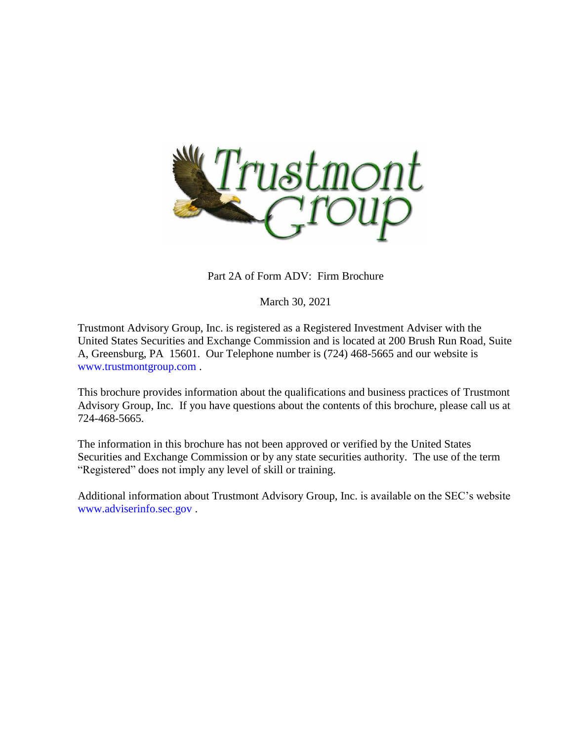Trustmont Group

Part 2A of Form ADV: Firm Brochure

March 30, 2021

Trustmont Advisory Group, Inc. is registered as a Registered Investment Adviser with the United States Securities and Exchange Commission and is located at 200 Brush Run Road, Suite A, Greensburg, PA 15601. Our Telephone number is (724) 468-5665 and our website is www.trustmontgroup.com .

This brochure provides information about the qualifications and business practices of Trustmont Advisory Group, Inc. If you have questions about the contents of this brochure, please call us at 724-468-5665.

The information in this brochure has not been approved or verified by the United States Securities and Exchange Commission or by any state securities authority. The use of the term "Registered" does not imply any level of skill or training.

Additional information about Trustmont Advisory Group, Inc. is available on the SEC's website www.adviserinfo.sec.gov .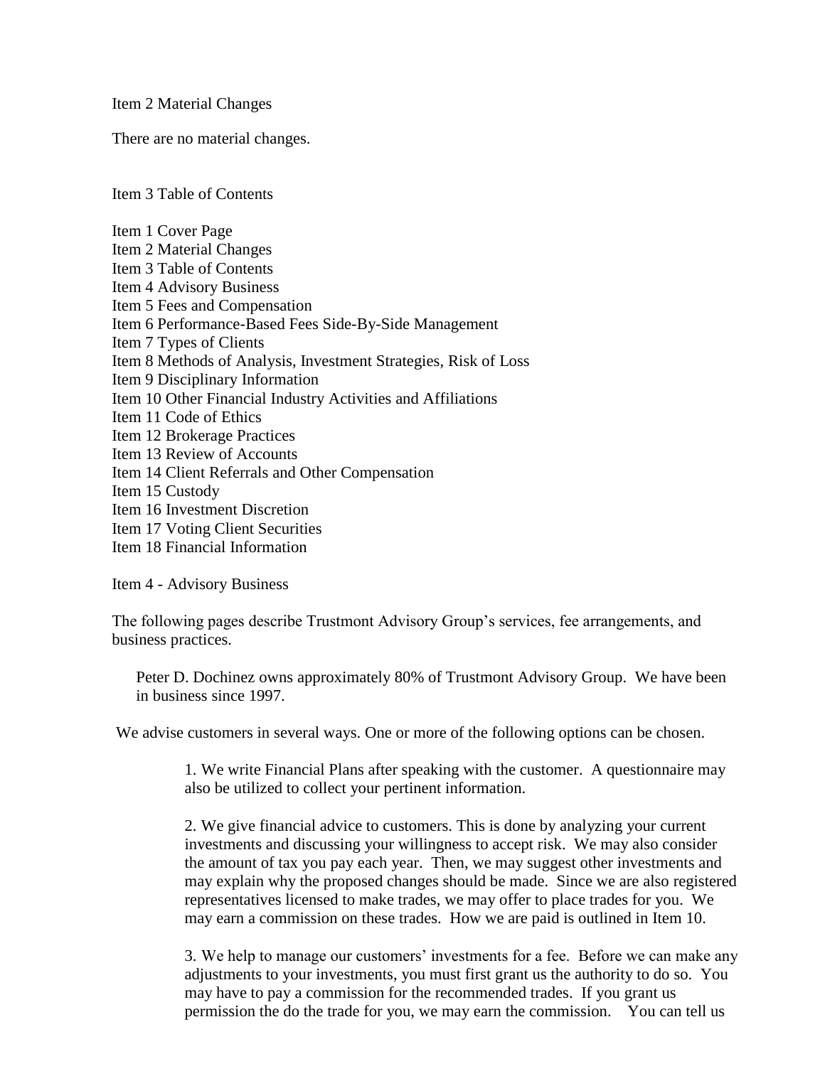## Item 2 Material Changes

There are no material changes.

## Item 3 Table of Contents

Item 1 Cover Page
Item 2 Material Changes
Item 3 Table of Contents
Item 4 Advisory Business
Item 5 Fees and Compensation
Item 6 Performance-Based Fees Side-By-Side Management
Item 7 Types of Clients
Item 8 Methods of Analysis, Investment Strategies, Risk of Loss
Item 9 Disciplinary Information
Item 10 Other Financial Industry Activities and Affiliations
Item 11 Code of Ethics
Item 12 Brokerage Practices
Item 13 Review of Accounts
Item 14 Client Referrals and Other Compensation
Item 15 Custody
Item 16 Investment Discretion
Item 17 Voting Client Securities
Item 18 Financial Information

## Item 4 - Advisory Business

The following pages describe Trustmont Advisory Group's services, fee arrangements, and business practices.

Peter D. Dochinez owns approximately 80% of Trustmont Advisory Group. We have been in business since 1997.

We advise customers in several ways. One or more of the following options can be chosen.

1. We write Financial Plans after speaking with the customer. A questionnaire may also be utilized to collect your pertinent information.

2. We give financial advice to customers. This is done by analyzing your current investments and discussing your willingness to accept risk. We may also consider the amount of tax you pay each year. Then, we may suggest other investments and may explain why the proposed changes should be made. Since we are also registered representatives licensed to make trades, we may offer to place trades for you. We may earn a commission on these trades. How we are paid is outlined in Item 10.

3. We help to manage our customers' investments for a fee. Before we can make any adjustments to your investments, you must first grant us the authority to do so. You may have to pay a commission for the recommended trades. If you grant us permission the do the trade for you, we may earn the commission. You can tell us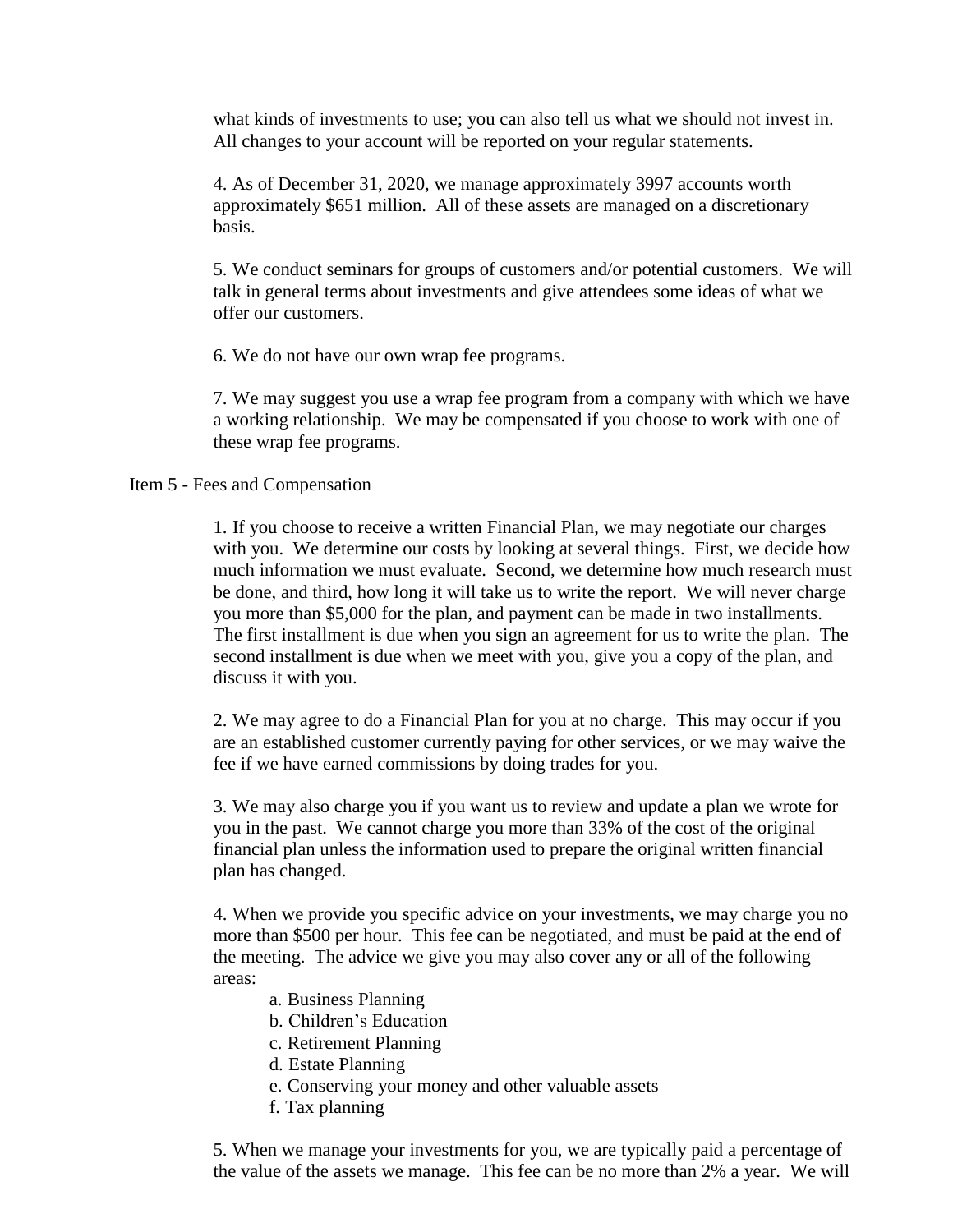what kinds of investments to use; you can also tell us what we should not invest in. All changes to your account will be reported on your regular statements.

4. As of December 31, 2020, we manage approximately 3997 accounts worth approximately $651 million. All of these assets are managed on a discretionary basis.

5. We conduct seminars for groups of customers and/or potential customers. We will talk in general terms about investments and give attendees some ideas of what we offer our customers.

6. We do not have our own wrap fee programs.

7. We may suggest you use a wrap fee program from a company with which we have a working relationship. We may be compensated if you choose to work with one of these wrap fee programs.

## Item 5 - Fees and Compensation

1. If you choose to receive a written Financial Plan, we may negotiate our charges with you. We determine our costs by looking at several things. First, we decide how much information we must evaluate. Second, we determine how much research must be done, and third, how long it will take us to write the report. We will never charge you more than $5,000 for the plan, and payment can be made in two installments. The first installment is due when you sign an agreement for us to write the plan. The second installment is due when we meet with you, give you a copy of the plan, and discuss it with you.

2. We may agree to do a Financial Plan for you at no charge. This may occur if you are an established customer currently paying for other services, or we may waive the fee if we have earned commissions by doing trades for you.

3. We may also charge you if you want us to review and update a plan we wrote for you in the past. We cannot charge you more than 33% of the cost of the original financial plan unless the information used to prepare the original written financial plan has changed.

4. When we provide you specific advice on your investments, we may charge you no more than $500 per hour. This fee can be negotiated, and must be paid at the end of the meeting. The advice we give you may also cover any or all of the following areas:

   a. Business Planning
   b. Children's Education
   c. Retirement Planning
   d. Estate Planning
   e. Conserving your money and other valuable assets
   f. Tax planning

5. When we manage your investments for you, we are typically paid a percentage of the value of the assets we manage. This fee can be no more than 2% a year. We will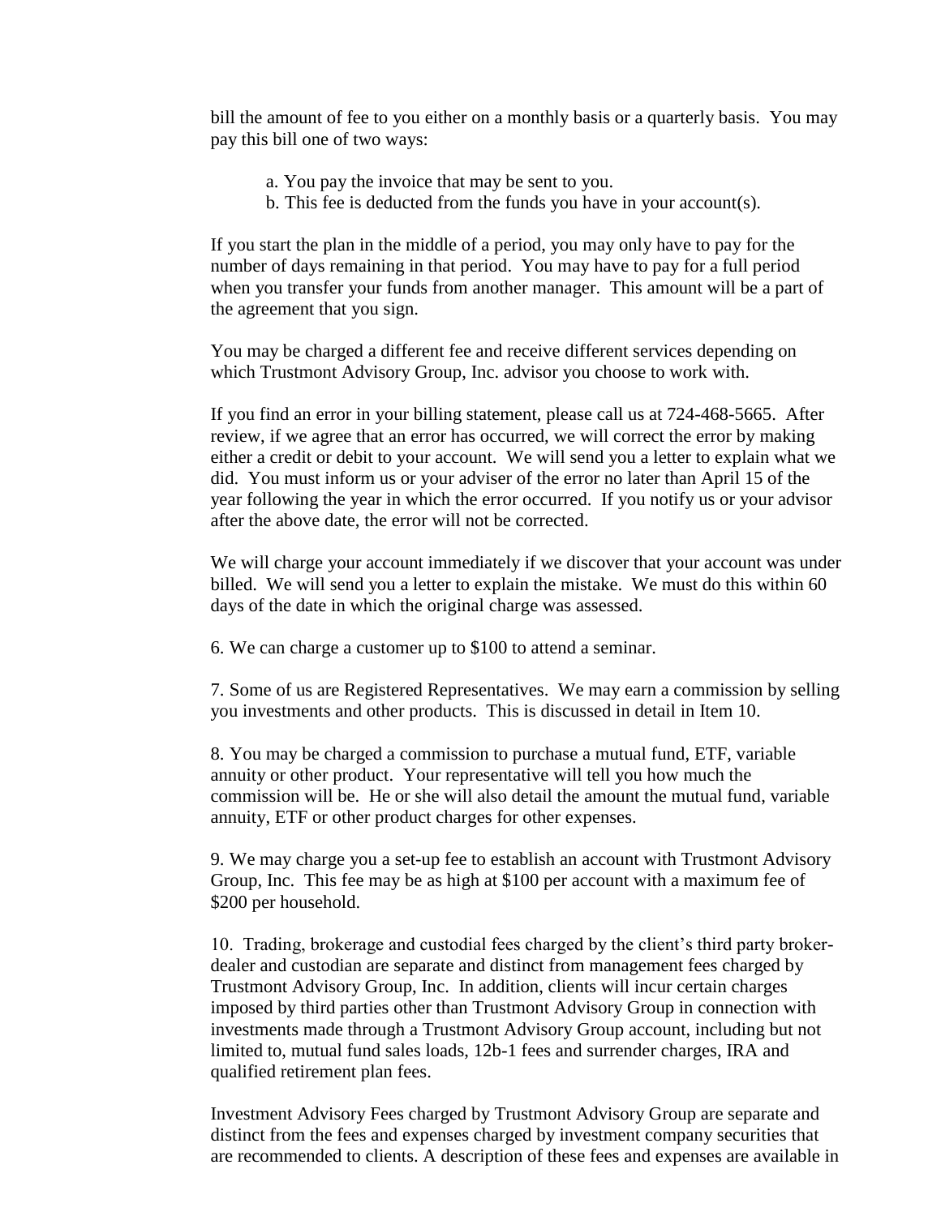bill the amount of fee to you either on a monthly basis or a quarterly basis. You may pay this bill one of two ways:

a. You pay the invoice that may be sent to you.
b. This fee is deducted from the funds you have in your account(s).

If you start the plan in the middle of a period, you may only have to pay for the number of days remaining in that period. You may have to pay for a full period when you transfer your funds from another manager. This amount will be a part of the agreement that you sign.

You may be charged a different fee and receive different services depending on which Trustmont Advisory Group, Inc. advisor you choose to work with.

If you find an error in your billing statement, please call us at 724-468-5665. After review, if we agree that an error has occurred, we will correct the error by making either a credit or debit to your account. We will send you a letter to explain what we did. You must inform us or your adviser of the error no later than April 15 of the year following the year in which the error occurred. If you notify us or your advisor after the above date, the error will not be corrected.

We will charge your account immediately if we discover that your account was under billed. We will send you a letter to explain the mistake. We must do this within 60 days of the date in which the original charge was assessed.

6. We can charge a customer up to $100 to attend a seminar.

7. Some of us are Registered Representatives. We may earn a commission by selling you investments and other products. This is discussed in detail in Item 10.

8. You may be charged a commission to purchase a mutual fund, ETF, variable annuity or other product. Your representative will tell you how much the commission will be. He or she will also detail the amount the mutual fund, variable annuity, ETF or other product charges for other expenses.

9. We may charge you a set-up fee to establish an account with Trustmont Advisory Group, Inc. This fee may be as high at $100 per account with a maximum fee of $200 per household.

10. Trading, brokerage and custodial fees charged by the client's third party broker-dealer and custodian are separate and distinct from management fees charged by Trustmont Advisory Group, Inc. In addition, clients will incur certain charges imposed by third parties other than Trustmont Advisory Group in connection with investments made through a Trustmont Advisory Group account, including but not limited to, mutual fund sales loads, 12b-1 fees and surrender charges, IRA and qualified retirement plan fees.

Investment Advisory Fees charged by Trustmont Advisory Group are separate and distinct from the fees and expenses charged by investment company securities that are recommended to clients. A description of these fees and expenses are available in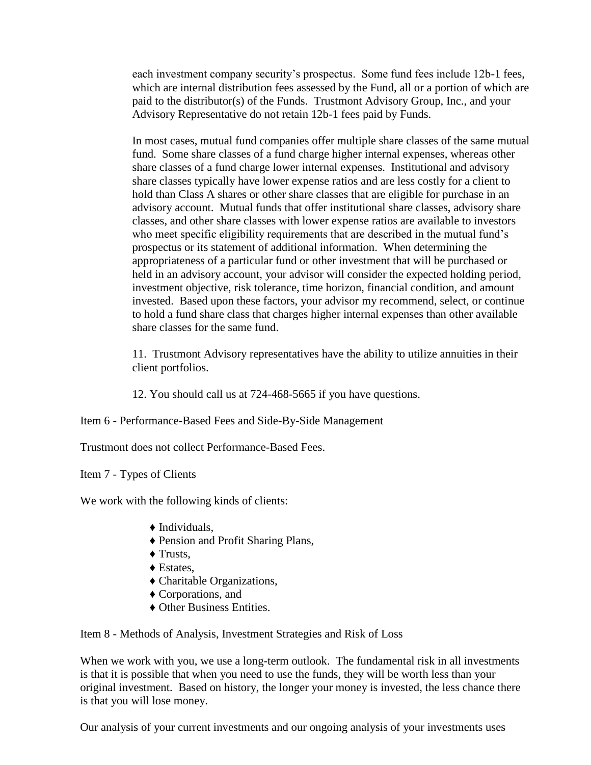each investment company security's prospectus. Some fund fees include 12b-1 fees, which are internal distribution fees assessed by the Fund, all or a portion of which are paid to the distributor(s) of the Funds. Trustmont Advisory Group, Inc., and your Advisory Representative do not retain 12b-1 fees paid by Funds.

In most cases, mutual fund companies offer multiple share classes of the same mutual fund. Some share classes of a fund charge higher internal expenses, whereas other share classes of a fund charge lower internal expenses. Institutional and advisory share classes typically have lower expense ratios and are less costly for a client to hold than Class A shares or other share classes that are eligible for purchase in an advisory account. Mutual funds that offer institutional share classes, advisory share classes, and other share classes with lower expense ratios are available to investors who meet specific eligibility requirements that are described in the mutual fund's prospectus or its statement of additional information. When determining the appropriateness of a particular fund or other investment that will be purchased or held in an advisory account, your advisor will consider the expected holding period, investment objective, risk tolerance, time horizon, financial condition, and amount invested. Based upon these factors, your advisor my recommend, select, or continue to hold a fund share class that charges higher internal expenses than other available share classes for the same fund.

11. Trustmont Advisory representatives have the ability to utilize annuities in their client portfolios.

12. You should call us at 724-468-5665 if you have questions.

## Item 6 - Performance-Based Fees and Side-By-Side Management

Trustmont does not collect Performance-Based Fees.

## Item 7 - Types of Clients

We work with the following kinds of clients:

- ♦ Individuals,
- ♦ Pension and Profit Sharing Plans,
- ♦ Trusts,
- ♦ Estates,
- ♦ Charitable Organizations,
- ♦ Corporations, and
- ♦ Other Business Entities.

## Item 8 - Methods of Analysis, Investment Strategies and Risk of Loss

When we work with you, we use a long-term outlook. The fundamental risk in all investments is that it is possible that when you need to use the funds, they will be worth less than your original investment. Based on history, the longer your money is invested, the less chance there is that you will lose money.

Our analysis of your current investments and our ongoing analysis of your investments uses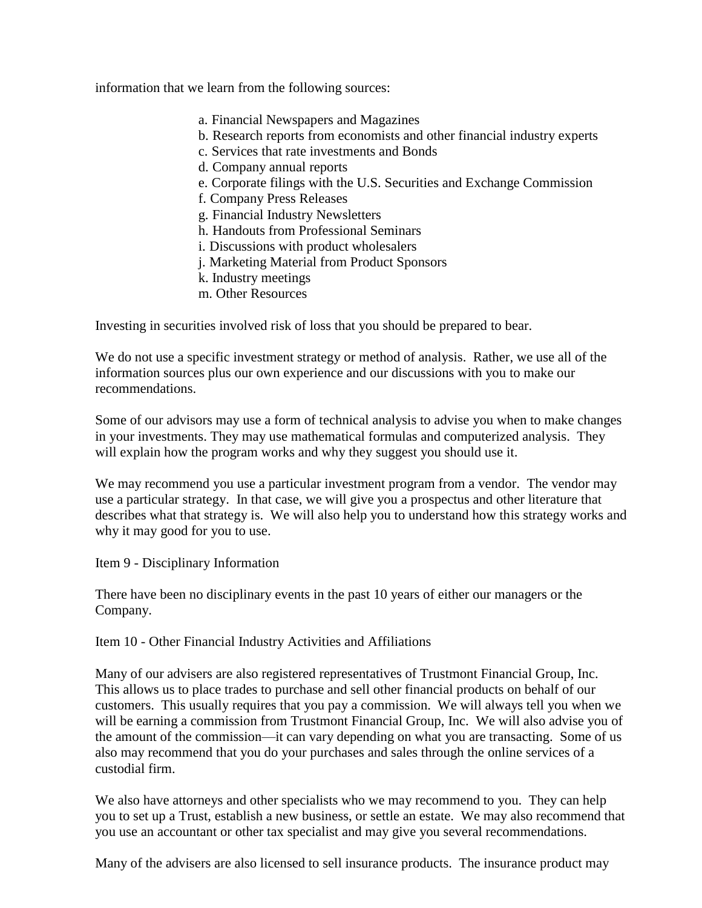information that we learn from the following sources:

a. Financial Newspapers and Magazines
b. Research reports from economists and other financial industry experts
c. Services that rate investments and Bonds
d. Company annual reports
e. Corporate filings with the U.S. Securities and Exchange Commission
f. Company Press Releases
g. Financial Industry Newsletters
h. Handouts from Professional Seminars
i. Discussions with product wholesalers
j. Marketing Material from Product Sponsors
k. Industry meetings
m. Other Resources

Investing in securities involved risk of loss that you should be prepared to bear.

We do not use a specific investment strategy or method of analysis. Rather, we use all of the information sources plus our own experience and our discussions with you to make our recommendations.

Some of our advisors may use a form of technical analysis to advise you when to make changes in your investments. They may use mathematical formulas and computerized analysis. They will explain how the program works and why they suggest you should use it.

We may recommend you use a particular investment program from a vendor. The vendor may use a particular strategy. In that case, we will give you a prospectus and other literature that describes what that strategy is. We will also help you to understand how this strategy works and why it may good for you to use.

## Item 9 - Disciplinary Information

There have been no disciplinary events in the past 10 years of either our managers or the Company.

## Item 10 - Other Financial Industry Activities and Affiliations

Many of our advisers are also registered representatives of Trustmont Financial Group, Inc. This allows us to place trades to purchase and sell other financial products on behalf of our customers. This usually requires that you pay a commission. We will always tell you when we will be earning a commission from Trustmont Financial Group, Inc. We will also advise you of the amount of the commission—it can vary depending on what you are transacting. Some of us also may recommend that you do your purchases and sales through the online services of a custodial firm.

We also have attorneys and other specialists who we may recommend to you. They can help you to set up a Trust, establish a new business, or settle an estate. We may also recommend that you use an accountant or other tax specialist and may give you several recommendations.

Many of the advisers are also licensed to sell insurance products. The insurance product may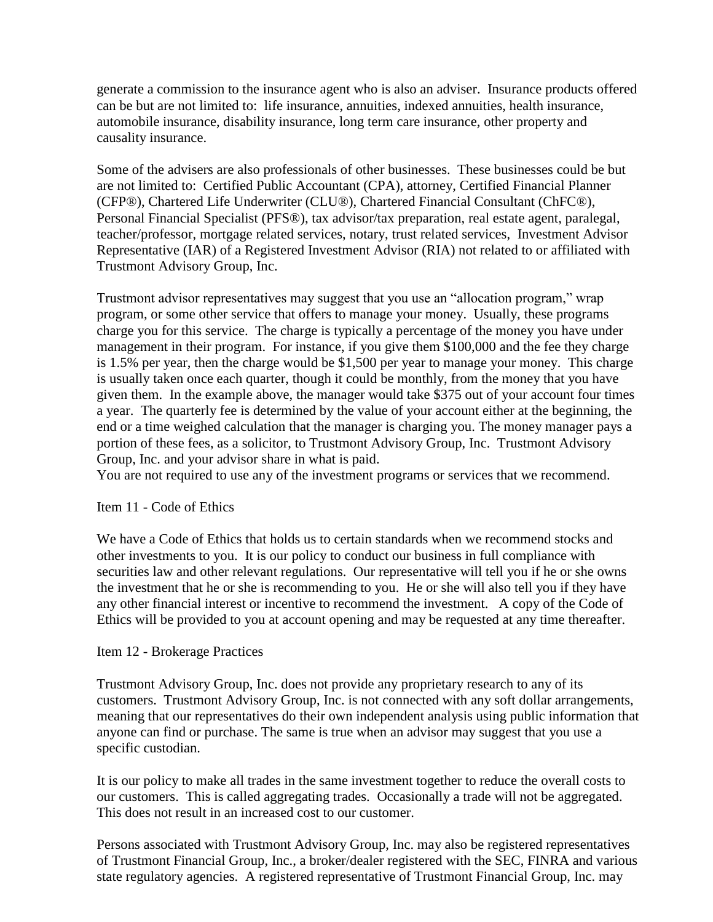generate a commission to the insurance agent who is also an adviser. Insurance products offered can be but are not limited to: life insurance, annuities, indexed annuities, health insurance, automobile insurance, disability insurance, long term care insurance, other property and causality insurance.

Some of the advisers are also professionals of other businesses. These businesses could be but are not limited to: Certified Public Accountant (CPA), attorney, Certified Financial Planner (CFP®), Chartered Life Underwriter (CLU®), Chartered Financial Consultant (ChFC®), Personal Financial Specialist (PFS®), tax advisor/tax preparation, real estate agent, paralegal, teacher/professor, mortgage related services, notary, trust related services, Investment Advisor Representative (IAR) of a Registered Investment Advisor (RIA) not related to or affiliated with Trustmont Advisory Group, Inc.

Trustmont advisor representatives may suggest that you use an "allocation program," wrap program, or some other service that offers to manage your money. Usually, these programs charge you for this service. The charge is typically a percentage of the money you have under management in their program. For instance, if you give them $100,000 and the fee they charge is 1.5% per year, then the charge would be $1,500 per year to manage your money. This charge is usually taken once each quarter, though it could be monthly, from the money that you have given them. In the example above, the manager would take $375 out of your account four times a year. The quarterly fee is determined by the value of your account either at the beginning, the end or a time weighed calculation that the manager is charging you. The money manager pays a portion of these fees, as a solicitor, to Trustmont Advisory Group, Inc. Trustmont Advisory Group, Inc. and your advisor share in what is paid.
You are not required to use any of the investment programs or services that we recommend.

Item 11 - Code of Ethics

We have a Code of Ethics that holds us to certain standards when we recommend stocks and other investments to you. It is our policy to conduct our business in full compliance with securities law and other relevant regulations. Our representative will tell you if he or she owns the investment that he or she is recommending to you. He or she will also tell you if they have any other financial interest or incentive to recommend the investment. A copy of the Code of Ethics will be provided to you at account opening and may be requested at any time thereafter.

Item 12 - Brokerage Practices

Trustmont Advisory Group, Inc. does not provide any proprietary research to any of its customers. Trustmont Advisory Group, Inc. is not connected with any soft dollar arrangements, meaning that our representatives do their own independent analysis using public information that anyone can find or purchase. The same is true when an advisor may suggest that you use a specific custodian.

It is our policy to make all trades in the same investment together to reduce the overall costs to our customers. This is called aggregating trades. Occasionally a trade will not be aggregated. This does not result in an increased cost to our customer.

Persons associated with Trustmont Advisory Group, Inc. may also be registered representatives of Trustmont Financial Group, Inc., a broker/dealer registered with the SEC, FINRA and various state regulatory agencies. A registered representative of Trustmont Financial Group, Inc. may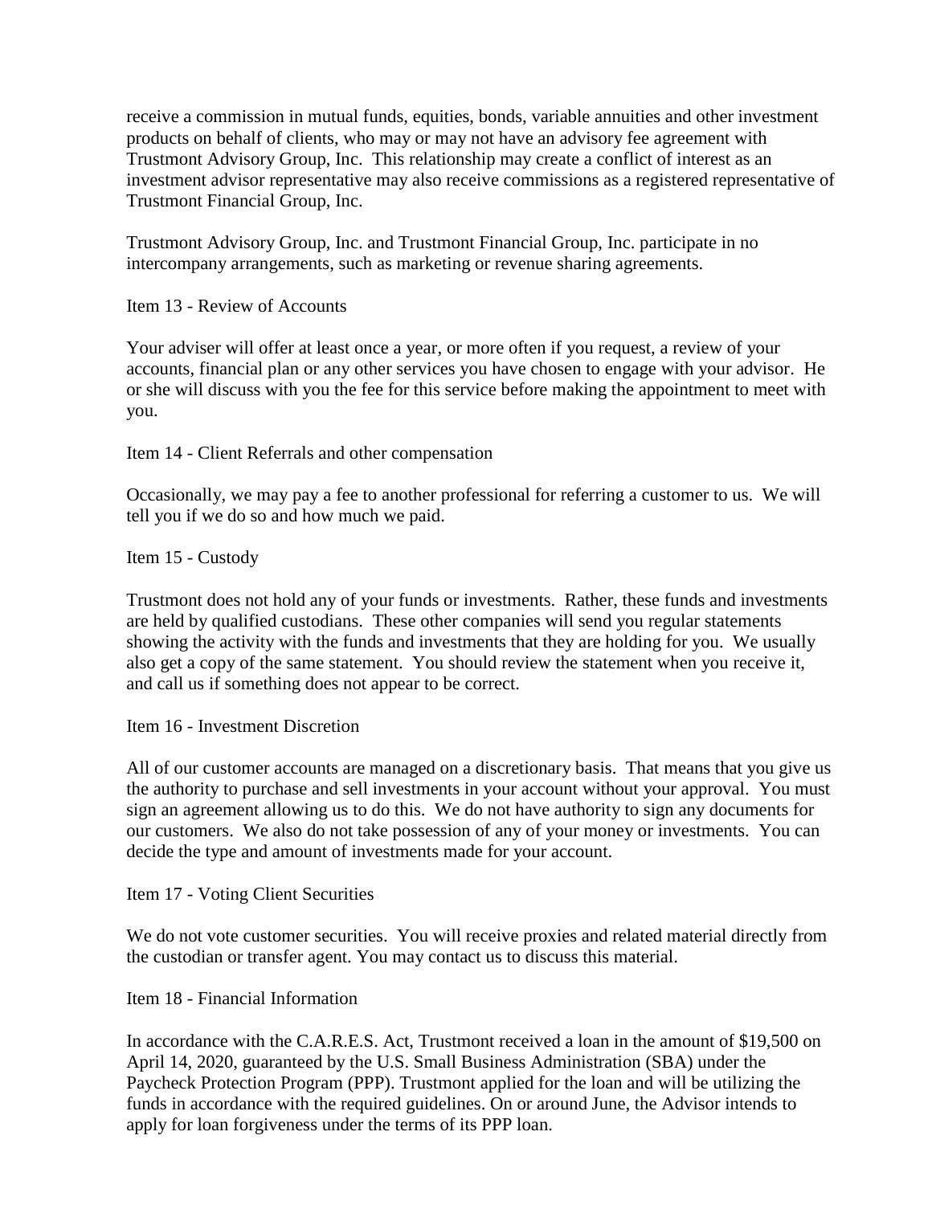receive a commission in mutual funds, equities, bonds, variable annuities and other investment products on behalf of clients, who may or may not have an advisory fee agreement with Trustmont Advisory Group, Inc. This relationship may create a conflict of interest as an investment advisor representative may also receive commissions as a registered representative of Trustmont Financial Group, Inc.

Trustmont Advisory Group, Inc. and Trustmont Financial Group, Inc. participate in no intercompany arrangements, such as marketing or revenue sharing agreements.

## Item 13 - Review of Accounts

Your adviser will offer at least once a year, or more often if you request, a review of your accounts, financial plan or any other services you have chosen to engage with your advisor. He or she will discuss with you the fee for this service before making the appointment to meet with you.

## Item 14 - Client Referrals and other compensation

Occasionally, we may pay a fee to another professional for referring a customer to us. We will tell you if we do so and how much we paid.

## Item 15 - Custody

Trustmont does not hold any of your funds or investments. Rather, these funds and investments are held by qualified custodians. These other companies will send you regular statements showing the activity with the funds and investments that they are holding for you. We usually also get a copy of the same statement. You should review the statement when you receive it, and call us if something does not appear to be correct.

## Item 16 - Investment Discretion

All of our customer accounts are managed on a discretionary basis. That means that you give us the authority to purchase and sell investments in your account without your approval. You must sign an agreement allowing us to do this. We do not have authority to sign any documents for our customers. We also do not take possession of any of your money or investments. You can decide the type and amount of investments made for your account.

## Item 17 - Voting Client Securities

We do not vote customer securities. You will receive proxies and related material directly from the custodian or transfer agent. You may contact us to discuss this material.

## Item 18 - Financial Information

In accordance with the C.A.R.E.S. Act, Trustmont received a loan in the amount of $19,500 on April 14, 2020, guaranteed by the U.S. Small Business Administration (SBA) under the Paycheck Protection Program (PPP). Trustmont applied for the loan and will be utilizing the funds in accordance with the required guidelines. On or around June, the Advisor intends to apply for loan forgiveness under the terms of its PPP loan.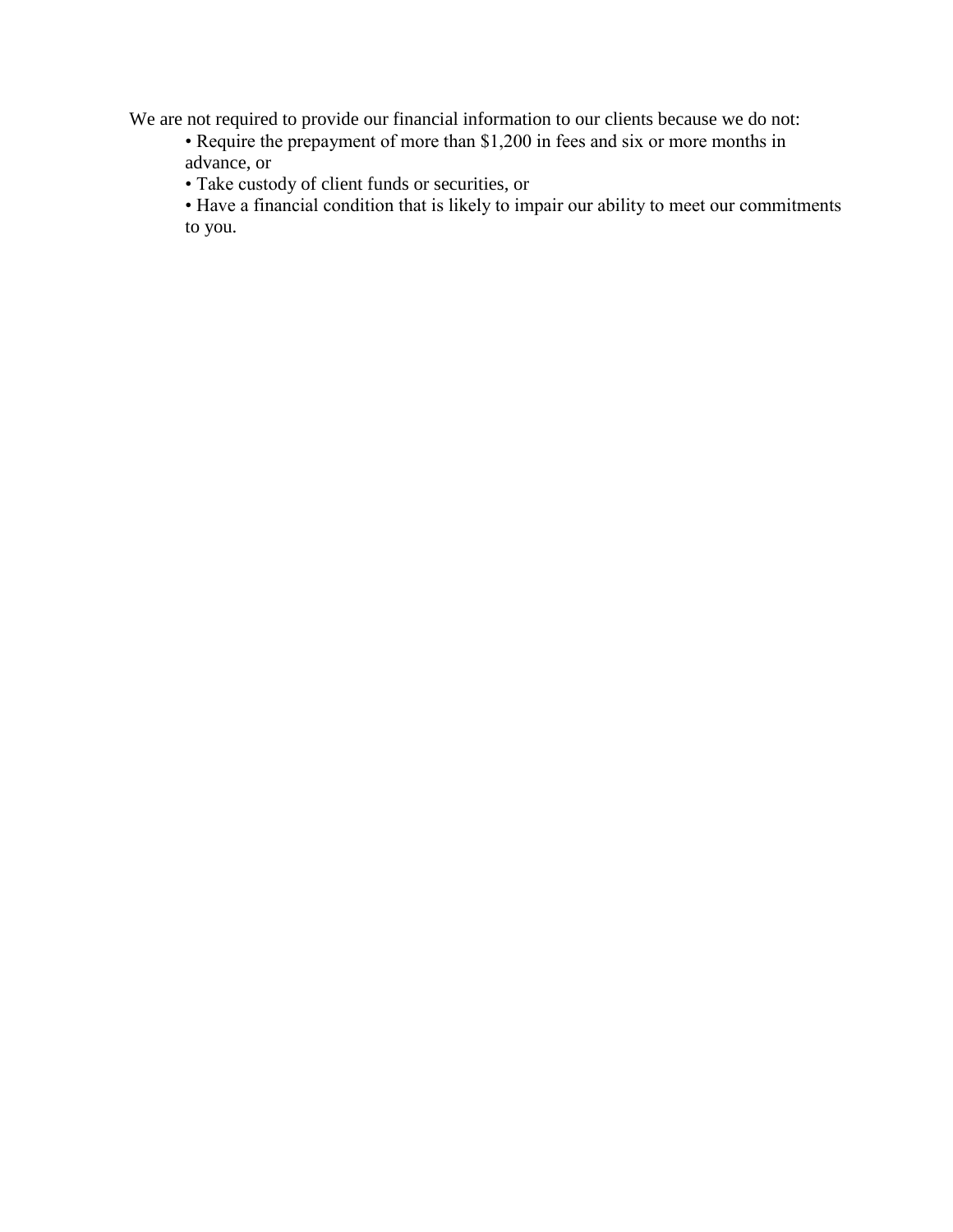We are not required to provide our financial information to our clients because we do not:

- Require the prepayment of more than $1,200 in fees and six or more months in advance, or
- Take custody of client funds or securities, or
- Have a financial condition that is likely to impair our ability to meet our commitments to you.